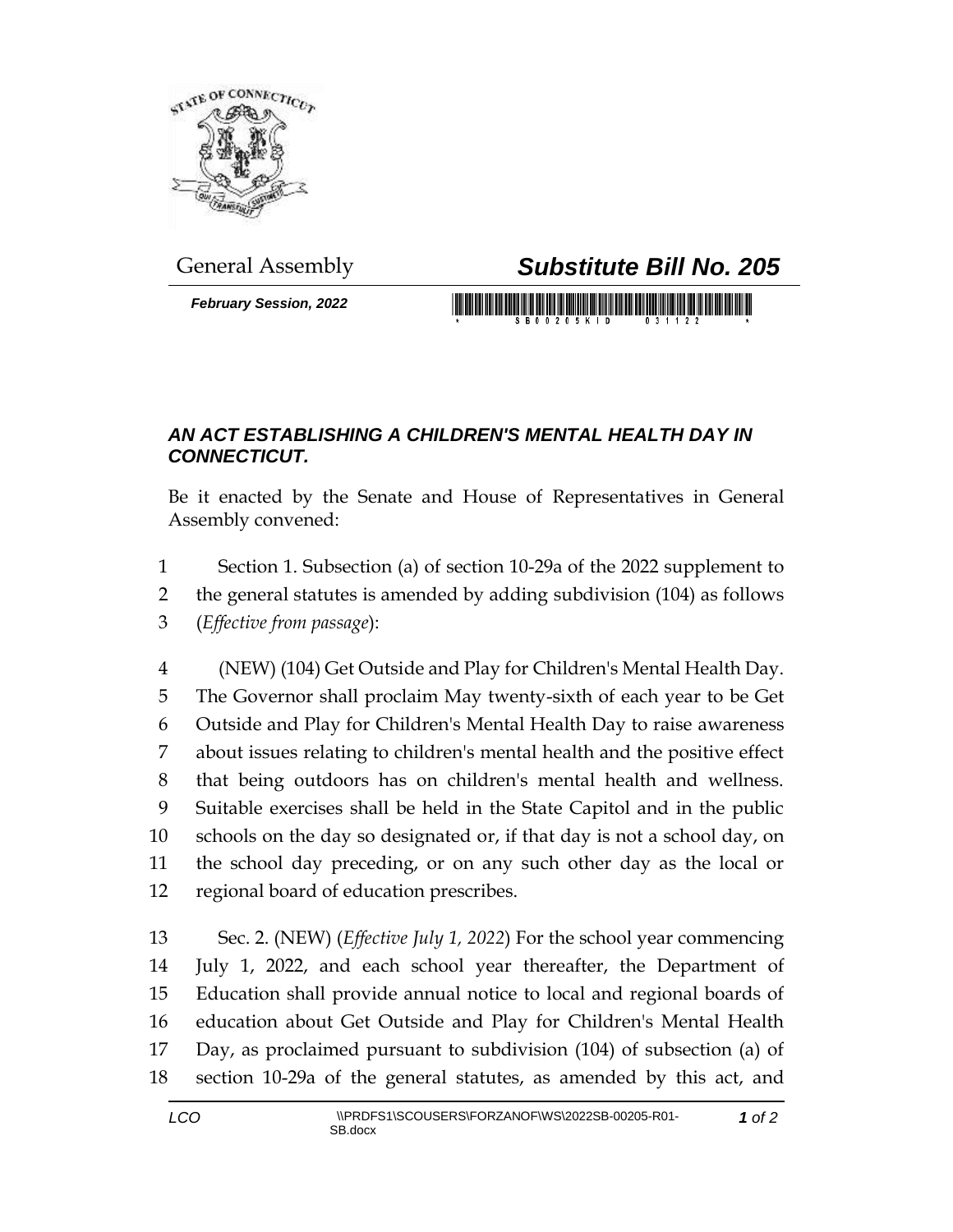General Assembly

# *Substitute Bill No. 205*

***February Session, 2022***

## *AN ACT ESTABLISHING A CHILDREN'S MENTAL HEALTH DAY IN CONNECTICUT.*

Be it enacted by the Senate and House of Representatives in General Assembly convened:

1 Section 1. Subsection (a) of section 10-29a of the 2022 supplement to
2 the general statutes is amended by adding subdivision (104) as follows
3 (*Effective from passage*):

4 (NEW) (104) Get Outside and Play for Children's Mental Health Day.
5 The Governor shall proclaim May twenty-sixth of each year to be Get
6 Outside and Play for Children's Mental Health Day to raise awareness
7 about issues relating to children's mental health and the positive effect
8 that being outdoors has on children's mental health and wellness.
9 Suitable exercises shall be held in the State Capitol and in the public
10 schools on the day so designated or, if that day is not a school day, on
11 the school day preceding, or on any such other day as the local or
12 regional board of education prescribes.

13 Sec. 2. (NEW) (*Effective July 1, 2022*) For the school year commencing
14 July 1, 2022, and each school year thereafter, the Department of
15 Education shall provide annual notice to local and regional boards of
16 education about Get Outside and Play for Children's Mental Health
17 Day, as proclaimed pursuant to subdivision (104) of subsection (a) of
18 section 10-29a of the general statutes, as amended by this act, and

LCO \\PRDFS1\SCOUSERS\FORZANOF\WS\2022SB-00205-R01-SB.docx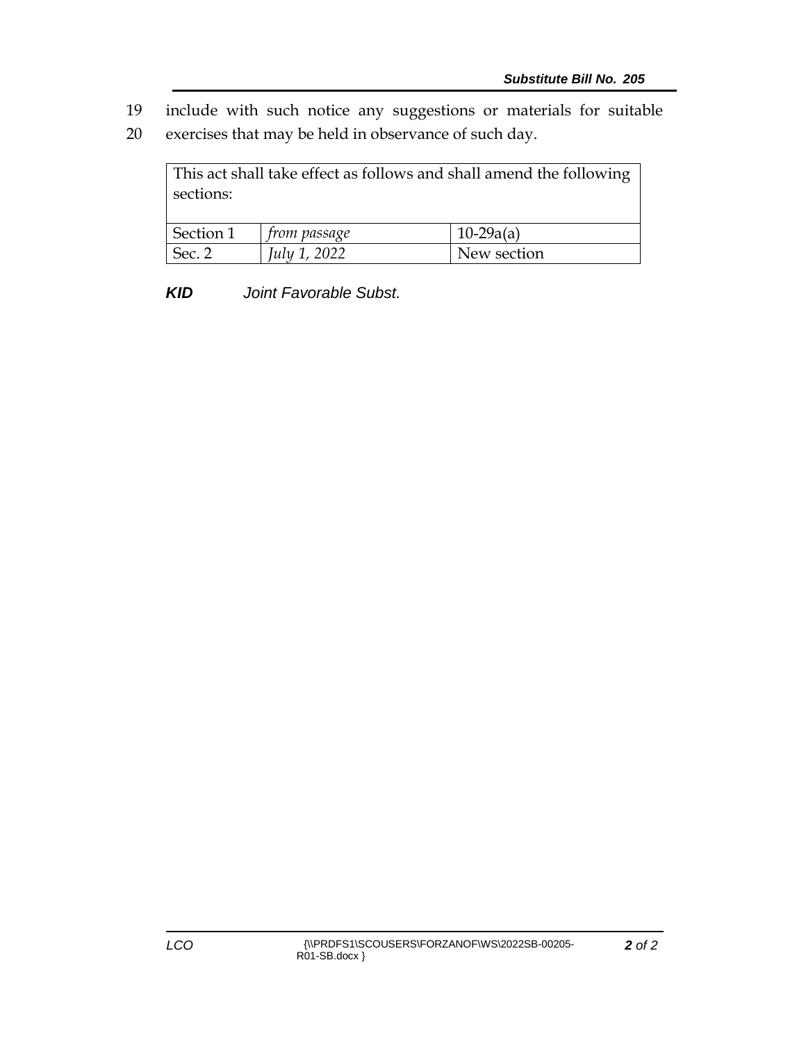19 include with such notice any suggestions or materials for suitable
20 exercises that may be held in observance of such day.

| This act shall take effect as follows and shall amend the following sections: | | |
|---|---|---|
| Section 1 | *from passage* | 10-29a(a) |
| Sec. 2 | *July 1, 2022* | New section |

***KID*** *Joint Favorable Subst.*